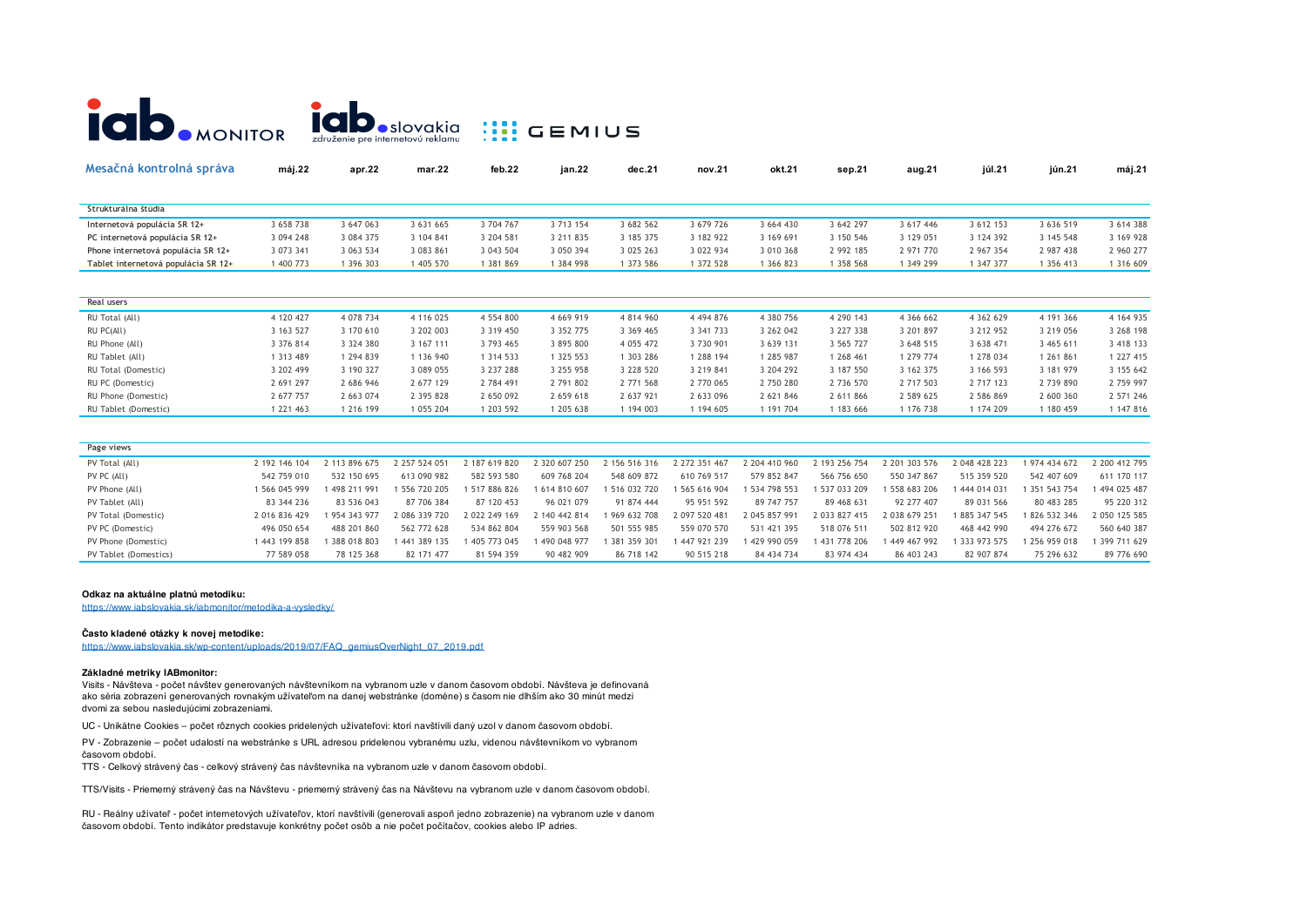| Mesačná kontrolná správa | máj.22 | apr.22 | mar.22 | feb.22 | jan.22 | dec.21 | nov.21 | okt.21 | sep.21 | aug.21 | júl.21 | jún.21 | máj.21 |
|---|---|---|---|---|---|---|---|---|---|---|---|---|---|
| **Štrukturálna štúdia** | | | | | | | | | | | | | |
| Internetová populácia SR 12+ | 3 658 738 | 3 647 063 | 3 631 665 | 3 704 767 | 3 713 154 | 3 682 562 | 3 679 726 | 3 664 430 | 3 642 297 | 3 617 446 | 3 612 153 | 3 636 519 | 3 614 388 |
| PC internetová populácia SR 12+ | 3 094 248 | 3 084 375 | 3 104 841 | 3 204 581 | 3 211 835 | 3 185 375 | 3 182 922 | 3 169 691 | 3 150 546 | 3 129 051 | 3 124 392 | 3 145 548 | 3 169 928 |
| Phone internetová populácia SR 12+ | 3 073 341 | 3 063 534 | 3 083 861 | 3 043 504 | 3 050 394 | 3 025 263 | 3 022 934 | 3 010 368 | 2 992 185 | 2 971 770 | 2 967 354 | 2 987 438 | 2 960 277 |
| Tablet internetová populácia SR 12+ | 1 400 773 | 1 396 303 | 1 405 570 | 1 381 869 | 1 384 998 | 1 373 586 | 1 372 528 | 1 366 823 | 1 358 568 | 1 349 299 | 1 347 377 | 1 356 413 | 1 316 609 |
| **Real users** | | | | | | | | | | | | | |
| RU Total (All) | 4 120 427 | 4 078 734 | 4 116 025 | 4 554 800 | 4 669 919 | 4 814 960 | 4 494 876 | 4 380 756 | 4 290 143 | 4 366 662 | 4 362 629 | 4 191 366 | 4 164 935 |
| RU PC(All) | 3 163 527 | 3 170 610 | 3 202 003 | 3 319 450 | 3 352 775 | 3 369 465 | 3 341 733 | 3 262 042 | 3 227 338 | 3 201 897 | 3 212 952 | 3 219 056 | 3 268 198 |
| RU Phone (All) | 3 376 814 | 3 324 380 | 3 167 111 | 3 793 465 | 3 895 800 | 4 055 472 | 3 730 901 | 3 639 131 | 3 565 727 | 3 648 515 | 3 638 471 | 3 465 611 | 3 418 133 |
| RU Tablet (All) | 1 313 489 | 1 294 839 | 1 136 940 | 1 314 533 | 1 325 553 | 1 303 286 | 1 288 194 | 1 285 987 | 1 268 461 | 1 279 774 | 1 278 034 | 1 261 861 | 1 227 415 |
| RU Total (Domestic) | 3 202 499 | 3 190 327 | 3 089 055 | 3 237 288 | 3 255 958 | 3 228 520 | 3 219 841 | 3 204 292 | 3 187 550 | 3 162 375 | 3 166 593 | 3 181 979 | 3 155 642 |
| RU PC (Domestic) | 2 691 297 | 2 686 946 | 2 677 129 | 2 784 491 | 2 791 802 | 2 771 568 | 2 770 065 | 2 750 280 | 2 736 570 | 2 717 503 | 2 717 123 | 2 739 890 | 2 759 997 |
| RU Phone (Domestic) | 2 677 757 | 2 663 074 | 2 395 828 | 2 650 092 | 2 659 618 | 2 637 921 | 2 633 096 | 2 621 846 | 2 611 866 | 2 589 625 | 2 586 869 | 2 600 360 | 2 571 246 |
| RU Tablet (Domestic) | 1 221 463 | 1 216 199 | 1 055 204 | 1 203 592 | 1 205 638 | 1 194 003 | 1 194 605 | 1 191 704 | 1 183 666 | 1 176 738 | 1 174 209 | 1 180 459 | 1 147 816 |
| **Page views** | | | | | | | | | | | | | |
| PV Total (All) | 2 192 146 104 | 2 113 896 675 | 2 257 524 051 | 2 187 619 820 | 2 320 607 250 | 2 156 516 316 | 2 272 351 467 | 2 204 410 960 | 2 193 256 754 | 2 201 303 576 | 2 048 428 223 | 1 974 434 672 | 2 200 412 795 |
| PV PC (All) | 542 759 010 | 532 150 695 | 613 090 982 | 582 593 580 | 609 768 204 | 548 609 872 | 610 769 517 | 579 852 847 | 566 756 650 | 550 347 867 | 515 359 520 | 542 407 609 | 611 170 117 |
| PV Phone (All) | 1 566 045 999 | 1 498 211 991 | 1 556 720 205 | 1 517 886 826 | 1 614 810 607 | 1 516 032 720 | 1 565 616 904 | 1 534 798 553 | 1 537 033 209 | 1 558 683 206 | 1 444 014 031 | 1 351 543 754 | 1 494 025 487 |
| PV Tablet (All) | 83 344 236 | 83 536 043 | 87 706 384 | 87 120 453 | 96 021 079 | 91 874 444 | 95 951 592 | 89 747 757 | 89 468 631 | 92 277 407 | 89 031 566 | 80 483 285 | 95 220 312 |
| PV Total (Domestic) | 2 016 836 429 | 1 954 343 977 | 2 086 339 720 | 2 022 249 169 | 2 140 442 814 | 1 969 632 708 | 2 097 520 481 | 2 045 857 991 | 2 033 827 415 | 2 038 679 251 | 1 885 347 545 | 1 826 532 346 | 2 050 125 585 |
| PV PC (Domestic) | 496 050 654 | 488 201 860 | 562 772 628 | 534 862 804 | 559 903 568 | 501 555 985 | 559 070 570 | 531 421 395 | 518 076 511 | 502 812 920 | 468 442 990 | 494 276 672 | 560 640 387 |
| PV Phone (Domestic) | 1 443 199 858 | 1 388 018 803 | 1 441 389 135 | 1 405 773 045 | 1 490 048 977 | 1 381 359 301 | 1 447 921 239 | 1 429 990 059 | 1 431 778 206 | 1 449 467 992 | 1 333 973 575 | 1 256 959 018 | 1 399 711 629 |
| PV Tablet (Domestics) | 77 589 058 | 78 125 368 | 82 171 477 | 81 594 359 | 90 482 909 | 86 718 142 | 90 515 218 | 84 434 734 | 83 974 434 | 86 403 243 | 82 907 874 | 75 296 632 | 89 776 690 |

**Odkaz na aktuálne platnú metodiku:**
https://www.iabslovakia.sk/iabmonitor/metodika-a-vysledky/

**Často kladené otázky k novej metodike:**
https://www.iabslovakia.sk/wp-content/uploads/2019/07/FAQ_gemiusOverNight_07_2019.pdf

**Základné metriky IABmonitor:**

Visits - Návšteva - počet návštev generovaných návštevníkom na vybranom uzle v danom časovom období. Návšteva je definovaná ako séria zobrazení generovaných rovnakým užívateľom na danej webstránke (doméne) s časom nie dlhším ako 30 minút medzi dvomi za sebou nasledujúcimi zobrazeniami.

UC - Unikátne Cookies – počet rôznych cookies pridelených užívateľovi: ktorí navštívili daný uzol v danom časovom období.

PV - Zobrazenie – počet udalostí na webstránke s URL adresou pridelenou vybranému uzlu, videnou návštevníkom vo vybranom časovom období.

TTS - Celkový strávený čas - celkový strávený čas návštevníka na vybranom uzle v danom časovom období.

TTS/Visits - Priemerný strávený čas na Návštevu - priemerný strávený čas na Návštevu na vybranom uzle v danom časovom období.

RU - Reálny užívateľ - počet internetových užívateľov, ktorí navštívili (generovali aspoň jedno zobrazenie) na vybranom uzle v danom časovom období. Tento indikátor predstavuje konkrétny počet osôb a nie počet počítačov, cookies alebo IP adries.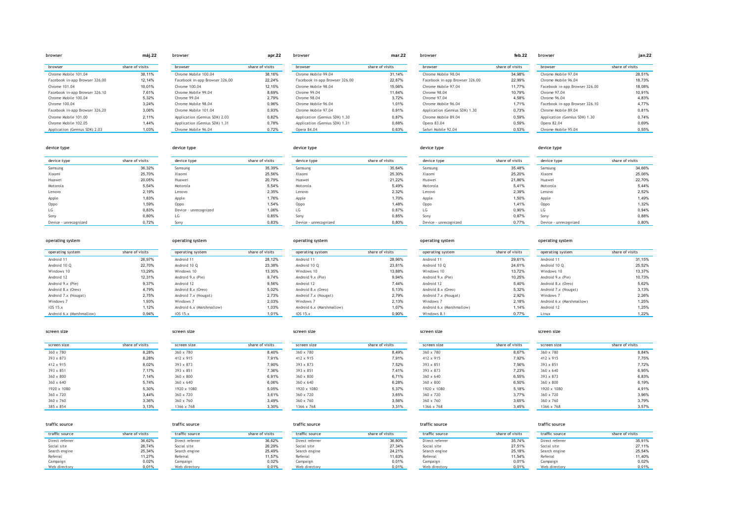## máj.22

### browser

| browser | share of visits |
|---|---|
| Chrome Mobile 101.04 | 38,11% |
| Facebook in-app Browser 326.00 | 12,14% |
| Chrome 101.04 | 10,01% |
| Facebook in-app Browser 326.10 | 7,61% |
| Chrome Mobile 100.04 | 5,32% |
| Chrome 100.04 | 3,24% |
| Facebook in-app Browser 326.20 | 3,06% |
| Chrome Mobile 101.00 | 2,11% |
| Chrome Mobile 102.05 | 1,44% |
| Application (Gemius SDK) 2.03 | 1,03% |

### device type

| device type | share of visits |
|---|---|
| Samsung | 36,32% |
| Xiaomi | 25,70% |
| Huawei | 20,05% |
| Motorola | 5,54% |
| Lenovo | 2,19% |
| Apple | 1,83% |
| Oppo | 1,59% |
| LG | 0,83% |
| Sony | 0,80% |
| Device - unrecognized | 0,72% |

### operating system

| operating system | share of visits |
|---|---|
| Android 11 | 26,97% |
| Android 10 Q | 22,70% |
| Windows 10 | 13,29% |
| Android 12 | 12,31% |
| Android 9.x (Pie) | 9,37% |
| Android 8.x (Oreo) | 4,79% |
| Android 7.x (Nougat) | 2,75% |
| Windows 7 | 1,93% |
| iOS 15.x | 1,12% |
| Android 6.x (Marshmallow) | 0,94% |

### screen size

| screen size | share of visits |
|---|---|
| 360 x 780 | 8,28% |
| 393 x 873 | 8,28% |
| 412 x 915 | 8,02% |
| 393 x 851 | 7,17% |
| 360 x 800 | 7,14% |
| 360 x 640 | 5,74% |
| 1920 x 1080 | 5,30% |
| 360 x 720 | 3,44% |
| 360 x 760 | 3,36% |
| 385 x 854 | 3,13% |

### traffic source

| traffic source | share of visits |
|---|---|
| Direct referrer | 36,62% |
| Social site | 26,74% |
| Search engine | 25,34% |
| Referral | 11,27% |
| Campaign | 0,02% |
| Web directory | 0,01% |

## apr.22

### browser

| browser | share of visits |
|---|---|
| Chrome Mobile 100.04 | 38,16% |
| Facebook in-app Browser 326.00 | 22,24% |
| Chrome 100.04 | 12,15% |
| Chrome Mobile 99.04 | 8,69% |
| Chrome 99.04 | 2,79% |
| Chrome Mobile 98.04 | 0,96% |
| Chrome Mobile 101.04 | 0,93% |
| Application (Gemius SDK) 2.03 | 0,82% |
| Application (Gemius SDK) 1.31 | 0,78% |
| Chrome Mobile 96.04 | 0,72% |

### device type

| device type | share of visits |
|---|---|
| Samsung | 35,39% |
| Xiaomi | 25,56% |
| Huawei | 20,79% |
| Motorola | 5,54% |
| Lenovo | 2,35% |
| Apple | 1,76% |
| Oppo | 1,54% |
| Device - unrecognized | 1,06% |
| LG | 0,85% |
| Sony | 0,83% |

### operating system

| operating system | share of visits |
|---|---|
| Android 11 | 28,12% |
| Android 10 Q | 23,38% |
| Windows 10 | 13,35% |
| Android 9.x (Pie) | 9,74% |
| Android 12 | 9,56% |
| Android 8.x (Oreo) | 5,02% |
| Android 7.x (Nougat) | 2,73% |
| Windows 7 | 2,03% |
| Android 6.x (Marshmallow) | 1,03% |
| iOS 15.x | 1,01% |

### screen size

| screen size | share of visits |
|---|---|
| 360 x 780 | 8,40% |
| 412 x 915 | 7,91% |
| 393 x 873 | 7,90% |
| 393 x 851 | 7,36% |
| 360 x 800 | 6,91% |
| 360 x 640 | 6,06% |
| 1920 x 1080 | 5,05% |
| 360 x 720 | 3,61% |
| 360 x 760 | 3,49% |
| 1366 x 768 | 3,30% |

### traffic source

| traffic source | share of visits |
|---|---|
| Direct referrer | 36,62% |
| Social site | 26,29% |
| Search engine | 25,49% |
| Referral | 11,57% |
| Campaign | 0,02% |
| Web directory | 0,01% |

## mar.22

### browser

| browser | share of visits |
|---|---|
| Chrome Mobile 99.04 | 31,14% |
| Facebook in-app Browser 326.00 | 22,87% |
| Chrome Mobile 98.04 | 15,06% |
| Chrome 99.04 | 11,64% |
| Chrome 98.04 | 3,72% |
| Chrome Mobile 96.04 | 1,01% |
| Chrome Mobile 97.04 | 0,91% |
| Application (Gemius SDK) 1.30 | 0,87% |
| Application (Gemius SDK) 1.31 | 0,68% |
| Opera 84.04 | 0,63% |

### device type

| device type | share of visits |
|---|---|
| Samsung | 35,64% |
| Xiaomi | 25,30% |
| Huawei | 21,22% |
| Motorola | 5,49% |
| Lenovo | 2,32% |
| Apple | 1,70% |
| Oppo | 1,48% |
| LG | 0,87% |
| Sony | 0,85% |
| Device - unrecognized | 0,80% |

### operating system

| operating system | share of visits |
|---|---|
| Android 11 | 28,96% |
| Android 10 Q | 23,81% |
| Windows 10 | 13,88% |
| Android 9.x (Pie) | 9,94% |
| Android 12 | 7,44% |
| Android 8.x (Oreo) | 5,13% |
| Android 7.x (Nougat) | 2,79% |
| Windows 7 | 2,13% |
| Android 6.x (Marshmallow) | 1,07% |
| iOS 15.x | 0,90% |

### screen size

| screen size | share of visits |
|---|---|
| 360 x 780 | 8,49% |
| 412 x 915 | 7,91% |
| 393 x 873 | 7,52% |
| 393 x 851 | 7,41% |
| 360 x 800 | 6,71% |
| 360 x 640 | 6,28% |
| 1920 x 1080 | 5,37% |
| 360 x 720 | 3,65% |
| 360 x 760 | 3,56% |
| 1366 x 768 | 3,31% |

### traffic source

| traffic source | share of visits |
|---|---|
| Direct referrer | 36,80% |
| Social site | 27,34% |
| Search engine | 24,21% |
| Referral | 11,63% |
| Campaign | 0,01% |
| Web directory | 0,01% |

## feb.22

### browser

| browser | share of visits |
|---|---|
| Chrome Mobile 98.04 | 34,98% |
| Facebook in-app Browser 326.00 | 22,99% |
| Chrome Mobile 97.04 | 11,77% |
| Chrome 98.04 | 10,79% |
| Chrome 97.04 | 4,58% |
| Chrome Mobile 96.04 | 1,71% |
| Application (Gemius SDK) 1.30 | 0,73% |
| Chrome Mobile 89.04 | 0,59% |
| Opera 83.04 | 0,59% |
| Safari Mobile 92.04 | 0,53% |

### device type

| device type | share of visits |
|---|---|
| Samsung | 35,48% |
| Xiaomi | 25,20% |
| Huawei | 21,86% |
| Motorola | 5,41% |
| Lenovo | 2,39% |
| Apple | 1,50% |
| Oppo | 1,41% |
| LG | 0,90% |
| Sony | 0,87% |
| Device - unrecognized | 0,77% |

### operating system

| operating system | share of visits |
|---|---|
| Android 11 | 29,61% |
| Android 10 Q | 24,61% |
| Windows 10 | 13,72% |
| Android 9.x (Pie) | 10,25% |
| Android 12 | 5,40% |
| Android 8.x (Oreo) | 5,32% |
| Android 7.x (Nougat) | 2,92% |
| Windows 7 | 2,18% |
| Android 6.x (Marshmallow) | 1,14% |
| Windows 8.1 | 0,77% |

### screen size

| screen size | share of visits |
|---|---|
| 360 x 780 | 8,67% |
| 412 x 915 | 7,92% |
| 393 x 851 | 7,56% |
| 393 x 873 | 7,23% |
| 360 x 640 | 6,55% |
| 360 x 800 | 6,50% |
| 1920 x 1080 | 5,18% |
| 360 x 720 | 3,77% |
| 360 x 760 | 3,65% |
| 1366 x 768 | 3,45% |

### traffic source

| traffic source | share of visits |
|---|---|
| Direct referrer | 35,74% |
| Social site | 27,51% |
| Search engine | 25,18% |
| Referral | 11,54% |
| Campaign | 0,01% |
| Web directory | 0,01% |

## jan.22

### browser

| browser | share of visits |
|---|---|
| Chrome Mobile 97.04 | 28,51% |
| Chrome Mobile 96.04 | 18,73% |
| Facebook in-app Browser 326.00 | 18,08% |
| Chrome 97.04 | 10,91% |
| Chrome 96.04 | 4,83% |
| Facebook in-app Browser 326.10 | 4,77% |
| Chrome Mobile 89.04 | 0,81% |
| Application (Gemius SDK) 1.30 | 0,74% |
| Opera 82.04 | 0,69% |
| Chrome Mobile 95.04 | 0,55% |

### device type

| device type | share of visits |
|---|---|
| Samsung | 34,66% |
| Xiaomi | 25,06% |
| Huawei | 22,70% |
| Motorola | 5,44% |
| Lenovo | 2,52% |
| Apple | 1,49% |
| Oppo | 1,32% |
| LG | 0,94% |
| Sony | 0,88% |
| Device - unrecognized | 0,80% |

### operating system

| operating system | share of visits |
|---|---|
| Android 11 | 31,15% |
| Android 10 Q | 25,52% |
| Windows 10 | 13,37% |
| Android 9.x (Pie) | 10,73% |
| Android 8.x (Oreo) | 5,62% |
| Android 7.x (Nougat) | 3,13% |
| Windows 7 | 2,26% |
| Android 6.x (Marshmallow) | 1,25% |
| Android 12 | 1,25% |
| Linux | 1,22% |

### screen size

| screen size | share of visits |
|---|---|
| 360 x 780 | 8,84% |
| 412 x 915 | 7,75% |
| 393 x 851 | 7,72% |
| 360 x 640 | 6,95% |
| 393 x 873 | 6,83% |
| 360 x 800 | 6,19% |
| 1920 x 1080 | 4,91% |
| 360 x 720 | 3,96% |
| 360 x 760 | 3,79% |
| 1366 x 768 | 3,57% |

### traffic source

| traffic source | share of visits |
|---|---|
| Direct referrer | 35,91% |
| Social site | 27,11% |
| Search engine | 25,54% |
| Referral | 11,40% |
| Campaign | 0,02% |
| Web directory | 0,01% |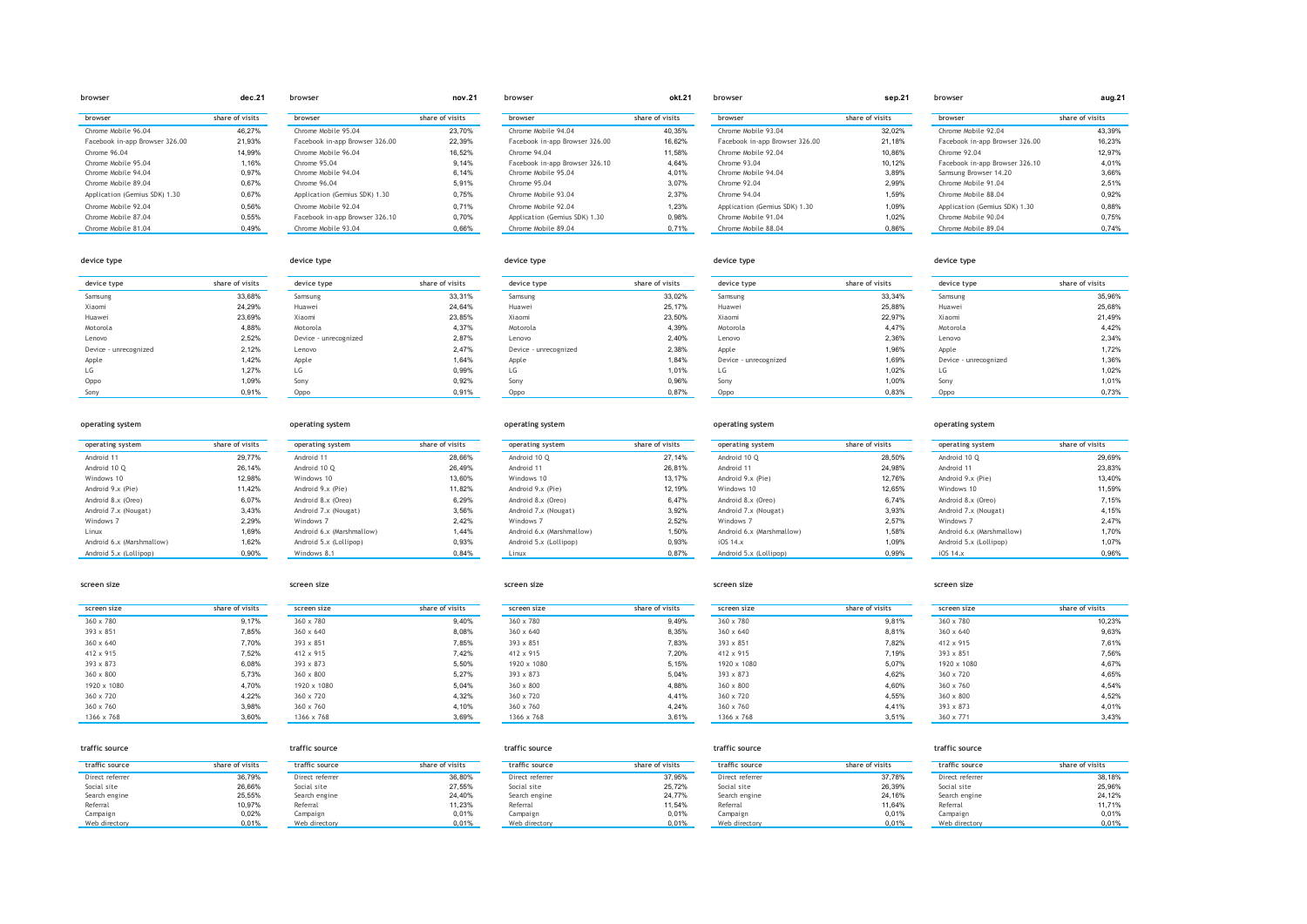## browser

**dec.21**

| browser | share of visits |
|---|---|
| Chrome Mobile 96.04 | 46,27% |
| Facebook in-app Browser 326.00 | 21,93% |
| Chrome 96.04 | 14,99% |
| Chrome Mobile 95.04 | 1,16% |
| Chrome Mobile 94.04 | 0,97% |
| Chrome Mobile 89.04 | 0,67% |
| Application (Gemius SDK) 1.30 | 0,67% |
| Chrome Mobile 92.04 | 0,56% |
| Chrome Mobile 87.04 | 0,55% |
| Chrome Mobile 81.04 | 0,49% |

**nov.21**

| browser | share of visits |
|---|---|
| Chrome Mobile 95.04 | 23,70% |
| Facebook in-app Browser 326.00 | 22,39% |
| Chrome Mobile 96.04 | 16,52% |
| Chrome 95.04 | 9,14% |
| Chrome Mobile 94.04 | 6,14% |
| Chrome 96.04 | 5,91% |
| Application (Gemius SDK) 1.30 | 0,75% |
| Chrome Mobile 92.04 | 0,71% |
| Facebook in-app Browser 326.10 | 0,70% |
| Chrome Mobile 93.04 | 0,66% |

**okt.21**

| browser | share of visits |
|---|---|
| Chrome Mobile 94.04 | 40,35% |
| Facebook in-app Browser 326.00 | 16,62% |
| Chrome 94.04 | 11,58% |
| Facebook in-app Browser 326.10 | 4,64% |
| Chrome Mobile 95.04 | 4,01% |
| Chrome 95.04 | 3,07% |
| Chrome Mobile 93.04 | 2,37% |
| Chrome Mobile 92.04 | 1,23% |
| Application (Gemius SDK) 1.30 | 0,98% |
| Chrome Mobile 89.04 | 0,71% |

**sep.21**

| browser | share of visits |
|---|---|
| Chrome Mobile 93.04 | 32,02% |
| Facebook in-app Browser 326.00 | 21,18% |
| Chrome Mobile 92.04 | 10,86% |
| Chrome 93.04 | 10,12% |
| Chrome Mobile 94.04 | 3,89% |
| Chrome 92.04 | 2,99% |
| Chrome 94.04 | 1,59% |
| Application (Gemius SDK) 1.30 | 1,09% |
| Chrome Mobile 91.04 | 1,02% |
| Chrome Mobile 88.04 | 0,86% |

**aug.21**

| browser | share of visits |
|---|---|
| Chrome Mobile 92.04 | 43,39% |
| Facebook in-app Browser 326.00 | 16,23% |
| Chrome 92.04 | 12,97% |
| Facebook in-app Browser 326.10 | 4,01% |
| Samsung Browser 14.20 | 3,66% |
| Chrome Mobile 91.04 | 2,51% |
| Chrome Mobile 88.04 | 0,92% |
| Application (Gemius SDK) 1.30 | 0,88% |
| Chrome Mobile 90.04 | 0,75% |
| Chrome Mobile 89.04 | 0,74% |

## device type

**dec.21**

| device type | share of visits |
|---|---|
| Samsung | 33,68% |
| Xiaomi | 24,29% |
| Huawei | 23,69% |
| Motorola | 4,88% |
| Lenovo | 2,52% |
| Device - unrecognized | 2,12% |
| Apple | 1,42% |
| LG | 1,27% |
| Oppo | 1,09% |
| Sony | 0,91% |

**nov.21**

| device type | share of visits |
|---|---|
| Samsung | 33,31% |
| Huawei | 24,64% |
| Xiaomi | 23,85% |
| Motorola | 4,37% |
| Device - unrecognized | 2,87% |
| Lenovo | 2,47% |
| Apple | 1,64% |
| LG | 0,99% |
| Sony | 0,92% |
| Oppo | 0,91% |

**okt.21**

| device type | share of visits |
|---|---|
| Samsung | 33,02% |
| Huawei | 25,17% |
| Xiaomi | 23,50% |
| Motorola | 4,39% |
| Lenovo | 2,40% |
| Device - unrecognized | 2,38% |
| Apple | 1,84% |
| LG | 1,01% |
| Sony | 0,96% |
| Oppo | 0,87% |

**sep.21**

| device type | share of visits |
|---|---|
| Samsung | 33,34% |
| Huawei | 25,88% |
| Xiaomi | 22,97% |
| Motorola | 4,47% |
| Lenovo | 2,36% |
| Apple | 1,96% |
| Device - unrecognized | 1,69% |
| LG | 1,02% |
| Sony | 1,00% |
| Oppo | 0,83% |

**aug.21**

| device type | share of visits |
|---|---|
| Samsung | 35,96% |
| Huawei | 25,68% |
| Xiaomi | 21,49% |
| Motorola | 4,42% |
| Lenovo | 2,34% |
| Apple | 1,72% |
| Device - unrecognized | 1,36% |
| LG | 1,02% |
| Sony | 1,01% |
| Oppo | 0,73% |

## operating system

**dec.21**

| operating system | share of visits |
|---|---|
| Android 11 | 29,77% |
| Android 10 Q | 26,14% |
| Windows 10 | 12,98% |
| Android 9.x (Pie) | 11,42% |
| Android 8.x (Oreo) | 6,07% |
| Android 7.x (Nougat) | 3,43% |
| Windows 7 | 2,29% |
| Linux | 1,69% |
| Android 6.x (Marshmallow) | 1,62% |
| Android 5.x (Lollipop) | 0,90% |

**nov.21**

| operating system | share of visits |
|---|---|
| Android 11 | 28,66% |
| Android 10 Q | 26,49% |
| Windows 10 | 13,60% |
| Android 9.x (Pie) | 11,82% |
| Android 8.x (Oreo) | 6,29% |
| Android 7.x (Nougat) | 3,56% |
| Windows 7 | 2,42% |
| Android 6.x (Marshmallow) | 1,44% |
| Android 5.x (Lollipop) | 0,93% |
| Windows 8.1 | 0,84% |

**okt.21**

| operating system | share of visits |
|---|---|
| Android 10 Q | 27,14% |
| Android 11 | 26,81% |
| Windows 10 | 13,17% |
| Android 9.x (Pie) | 12,19% |
| Android 8.x (Oreo) | 6,47% |
| Android 7.x (Nougat) | 3,92% |
| Windows 7 | 2,52% |
| Android 6.x (Marshmallow) | 1,50% |
| Android 5.x (Lollipop) | 0,93% |
| Linux | 0,87% |

**sep.21**

| operating system | share of visits |
|---|---|
| Android 10 Q | 28,50% |
| Android 11 | 24,98% |
| Android 9.x (Pie) | 12,76% |
| Windows 10 | 12,65% |
| Android 8.x (Oreo) | 6,74% |
| Android 7.x (Nougat) | 3,93% |
| Windows 7 | 2,57% |
| Android 6.x (Marshmallow) | 1,58% |
| iOS 14.x | 1,09% |
| Android 5.x (Lollipop) | 0,99% |

**aug.21**

| operating system | share of visits |
|---|---|
| Android 10 Q | 29,69% |
| Android 11 | 23,83% |
| Android 9.x (Pie) | 13,40% |
| Windows 10 | 11,59% |
| Android 8.x (Oreo) | 7,15% |
| Android 7.x (Nougat) | 4,15% |
| Windows 7 | 2,47% |
| Android 6.x (Marshmallow) | 1,70% |
| Android 5.x (Lollipop) | 1,07% |
| iOS 14.x | 0,96% |

## screen size

**dec.21**

| screen size | share of visits |
|---|---|
| 360 x 780 | 9,17% |
| 393 x 851 | 7,85% |
| 360 x 640 | 7,70% |
| 412 x 915 | 7,52% |
| 393 x 873 | 6,08% |
| 360 x 800 | 5,73% |
| 1920 x 1080 | 4,70% |
| 360 x 720 | 4,22% |
| 360 x 760 | 3,98% |
| 1366 x 768 | 3,60% |

**nov.21**

| screen size | share of visits |
|---|---|
| 360 x 780 | 9,40% |
| 360 x 640 | 8,08% |
| 393 x 851 | 7,85% |
| 412 x 915 | 7,42% |
| 393 x 873 | 5,50% |
| 360 x 800 | 5,27% |
| 1920 x 1080 | 5,04% |
| 360 x 720 | 4,32% |
| 360 x 760 | 4,10% |
| 1366 x 768 | 3,69% |

**okt.21**

| screen size | share of visits |
|---|---|
| 360 x 780 | 9,49% |
| 360 x 640 | 8,35% |
| 393 x 851 | 7,83% |
| 412 x 915 | 7,20% |
| 1920 x 1080 | 5,15% |
| 393 x 873 | 5,04% |
| 360 x 800 | 4,88% |
| 360 x 720 | 4,41% |
| 360 x 760 | 4,24% |
| 1366 x 768 | 3,61% |

**sep.21**

| screen size | share of visits |
|---|---|
| 360 x 780 | 9,81% |
| 360 x 640 | 8,81% |
| 393 x 851 | 7,82% |
| 412 x 915 | 7,19% |
| 1920 x 1080 | 5,07% |
| 393 x 873 | 4,62% |
| 360 x 800 | 4,60% |
| 360 x 720 | 4,55% |
| 360 x 760 | 4,41% |
| 1366 x 768 | 3,51% |

**aug.21**

| screen size | share of visits |
|---|---|
| 360 x 780 | 10,23% |
| 360 x 640 | 9,63% |
| 412 x 915 | 7,61% |
| 393 x 851 | 7,56% |
| 1920 x 1080 | 4,67% |
| 360 x 720 | 4,65% |
| 360 x 760 | 4,54% |
| 360 x 800 | 4,52% |
| 393 x 873 | 4,01% |
| 360 x 771 | 3,43% |

## traffic source

**dec.21**

| traffic source | share of visits |
|---|---|
| Direct referrer | 36,79% |
| Social site | 26,66% |
| Search engine | 25,55% |
| Referral | 10,97% |
| Campaign | 0,02% |
| Web directory | 0,01% |

**nov.21**

| traffic source | share of visits |
|---|---|
| Direct referrer | 36,80% |
| Social site | 27,55% |
| Search engine | 24,40% |
| Referral | 11,23% |
| Campaign | 0,01% |
| Web directory | 0,01% |

**okt.21**

| traffic source | share of visits |
|---|---|
| Direct referrer | 37,95% |
| Social site | 25,72% |
| Search engine | 24,77% |
| Referral | 11,54% |
| Campaign | 0,01% |
| Web directory | 0,01% |

**sep.21**

| traffic source | share of visits |
|---|---|
| Direct referrer | 37,78% |
| Social site | 26,39% |
| Search engine | 24,16% |
| Referral | 11,64% |
| Campaign | 0,01% |
| Web directory | 0,01% |

**aug.21**

| traffic source | share of visits |
|---|---|
| Direct referrer | 38,18% |
| Social site | 25,96% |
| Search engine | 24,12% |
| Referral | 11,71% |
| Campaign | 0,01% |
| Web directory | 0,01% |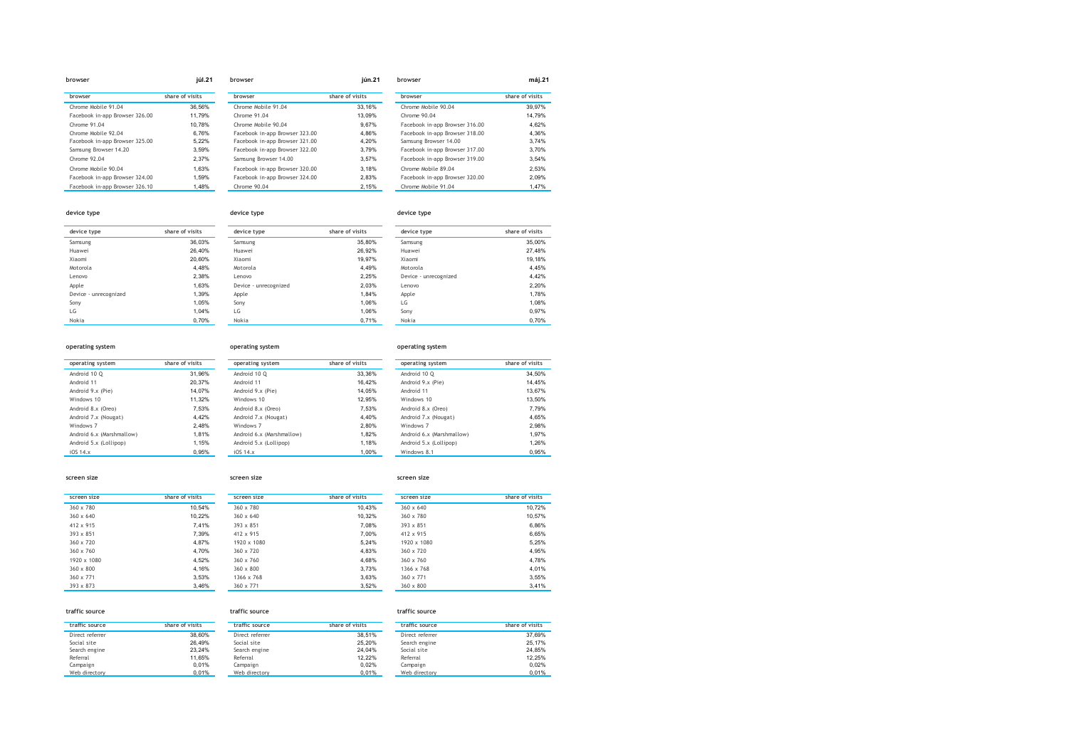## browser — júl.21

| browser | share of visits |
| --- | --- |
| Chrome Mobile 91.04 | 36,56% |
| Facebook in-app Browser 326.00 | 11,79% |
| Chrome 91.04 | 10,78% |
| Chrome Mobile 92.04 | 6,76% |
| Facebook in-app Browser 325.00 | 5,22% |
| Samsung Browser 14.20 | 3,59% |
| Chrome 92.04 | 2,37% |
| Chrome Mobile 90.04 | 1,63% |
| Facebook in-app Browser 324.00 | 1,59% |
| Facebook in-app Browser 326.10 | 1,48% |

## browser — jún.21

| browser | share of visits |
| --- | --- |
| Chrome Mobile 91.04 | 33,16% |
| Chrome 91.04 | 13,09% |
| Chrome Mobile 90.04 | 9,67% |
| Facebook in-app Browser 323.00 | 4,86% |
| Facebook in-app Browser 321.00 | 4,20% |
| Facebook in-app Browser 322.00 | 3,79% |
| Samsung Browser 14.00 | 3,57% |
| Facebook in-app Browser 320.00 | 3,18% |
| Facebook in-app Browser 324.00 | 2,83% |
| Chrome 90.04 | 2,15% |

## browser — máj.21

| browser | share of visits |
| --- | --- |
| Chrome Mobile 90.04 | 39,97% |
| Chrome 90.04 | 14,79% |
| Facebook in-app Browser 316.00 | 4,62% |
| Facebook in-app Browser 318.00 | 4,36% |
| Samsung Browser 14.00 | 3,74% |
| Facebook in-app Browser 317.00 | 3,70% |
| Facebook in-app Browser 319.00 | 3,54% |
| Chrome Mobile 89.04 | 2,53% |
| Facebook in-app Browser 320.00 | 2,09% |
| Chrome Mobile 91.04 | 1,47% |

## device type

| device type | share of visits |
| --- | --- |
| Samsung | 36,03% |
| Huawei | 26,40% |
| Xiaomi | 20,60% |
| Motorola | 4,48% |
| Lenovo | 2,38% |
| Apple | 1,63% |
| Device - unrecognized | 1,39% |
| Sony | 1,05% |
| LG | 1,04% |
| Nokia | 0,70% |

## device type

| device type | share of visits |
| --- | --- |
| Samsung | 35,80% |
| Huawei | 26,92% |
| Xiaomi | 19,97% |
| Motorola | 4,49% |
| Lenovo | 2,25% |
| Device - unrecognized | 2,03% |
| Apple | 1,84% |
| Sony | 1,06% |
| LG | 1,06% |
| Nokia | 0,71% |

## device type

| device type | share of visits |
| --- | --- |
| Samsung | 35,00% |
| Huawei | 27,48% |
| Xiaomi | 19,18% |
| Motorola | 4,45% |
| Device - unrecognized | 4,42% |
| Lenovo | 2,20% |
| Apple | 1,78% |
| LG | 1,08% |
| Sony | 0,97% |
| Nokia | 0,70% |

## operating system

| operating system | share of visits |
| --- | --- |
| Android 10 Q | 31,96% |
| Android 11 | 20,37% |
| Android 9.x (Pie) | 14,07% |
| Windows 10 | 11,32% |
| Android 8.x (Oreo) | 7,53% |
| Android 7.x (Nougat) | 4,42% |
| Windows 7 | 2,48% |
| Android 6.x (Marshmallow) | 1,81% |
| Android 5.x (Lollipop) | 1,15% |
| iOS 14.x | 0,95% |

## operating system

| operating system | share of visits |
| --- | --- |
| Android 10 Q | 33,36% |
| Android 11 | 16,42% |
| Android 9.x (Pie) | 14,05% |
| Windows 10 | 12,95% |
| Android 8.x (Oreo) | 7,53% |
| Android 7.x (Nougat) | 4,40% |
| Windows 7 | 2,80% |
| Android 6.x (Marshmallow) | 1,82% |
| Android 5.x (Lollipop) | 1,18% |
| iOS 14.x | 1,00% |

## operating system

| operating system | share of visits |
| --- | --- |
| Android 10 Q | 34,50% |
| Android 9.x (Pie) | 14,45% |
| Android 11 | 13,67% |
| Windows 10 | 13,50% |
| Android 8.x (Oreo) | 7,79% |
| Android 7.x (Nougat) | 4,65% |
| Windows 7 | 2,98% |
| Android 6.x (Marshmallow) | 1,97% |
| Android 5.x (Lollipop) | 1,26% |
| Windows 8.1 | 0,95% |

## screen size

| screen size | share of visits |
| --- | --- |
| 360 x 780 | 10,54% |
| 360 x 640 | 10,22% |
| 412 x 915 | 7,41% |
| 393 x 851 | 7,39% |
| 360 x 720 | 4,87% |
| 360 x 760 | 4,70% |
| 1920 x 1080 | 4,52% |
| 360 x 800 | 4,16% |
| 360 x 771 | 3,53% |
| 393 x 873 | 3,46% |

## screen size

| screen size | share of visits |
| --- | --- |
| 360 x 780 | 10,43% |
| 360 x 640 | 10,32% |
| 393 x 851 | 7,08% |
| 412 x 915 | 7,00% |
| 1920 x 1080 | 5,24% |
| 360 x 720 | 4,83% |
| 360 x 760 | 4,68% |
| 360 x 800 | 3,73% |
| 1366 x 768 | 3,63% |
| 360 x 771 | 3,52% |

## screen size

| screen size | share of visits |
| --- | --- |
| 360 x 640 | 10,72% |
| 360 x 780 | 10,57% |
| 393 x 851 | 6,86% |
| 412 x 915 | 6,65% |
| 1920 x 1080 | 5,25% |
| 360 x 720 | 4,95% |
| 360 x 760 | 4,78% |
| 1366 x 768 | 4,01% |
| 360 x 771 | 3,55% |
| 360 x 800 | 3,41% |

## traffic source

| traffic source | share of visits |
| --- | --- |
| Direct referrer | 38,60% |
| Social site | 26,49% |
| Search engine | 23,24% |
| Referral | 11,65% |
| Campaign | 0,01% |
| Web directory | 0,01% |

## traffic source

| traffic source | share of visits |
| --- | --- |
| Direct referrer | 38,51% |
| Social site | 25,20% |
| Search engine | 24,04% |
| Referral | 12,22% |
| Campaign | 0,02% |
| Web directory | 0,01% |

## traffic source

| traffic source | share of visits |
| --- | --- |
| Direct referrer | 37,69% |
| Search engine | 25,17% |
| Social site | 24,85% |
| Referral | 12,25% |
| Campaign | 0,02% |
| Web directory | 0,01% |